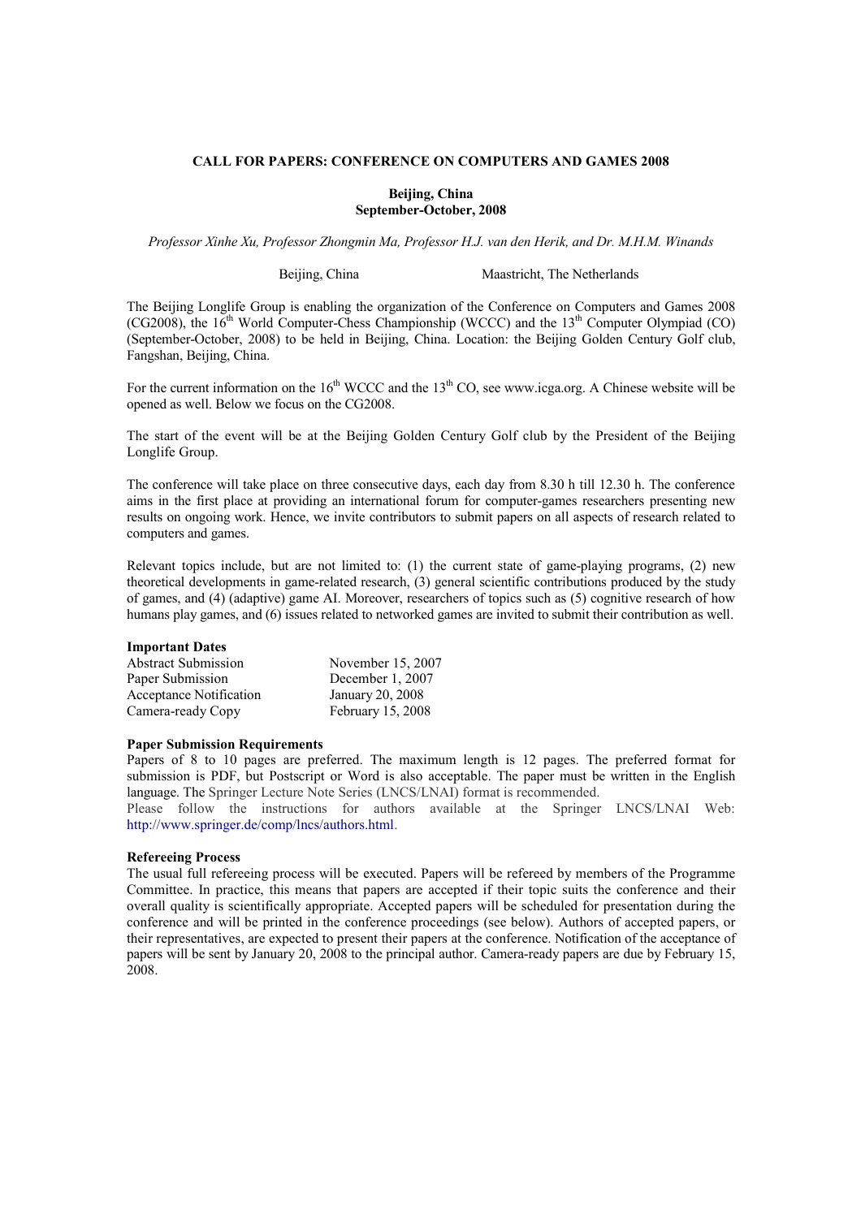# CALL FOR PAPERS: CONFERENCE ON COMPUTERS AND GAMES 2008

**Beijing, China**
**September-October, 2008**

*Professor Xinhe Xu, Professor Zhongmin Ma, Professor H.J. van den Herik, and Dr. M.H.M. Winands*

Beijing, China — Maastricht, The Netherlands

The Beijing Longlife Group is enabling the organization of the Conference on Computers and Games 2008 (CG2008), the 16th World Computer-Chess Championship (WCCC) and the 13th Computer Olympiad (CO) (September-October, 2008) to be held in Beijing, China. Location: the Beijing Golden Century Golf club, Fangshan, Beijing, China.

For the current information on the 16th WCCC and the 13th CO, see www.icga.org. A Chinese website will be opened as well. Below we focus on the CG2008.

The start of the event will be at the Beijing Golden Century Golf club by the President of the Beijing Longlife Group.

The conference will take place on three consecutive days, each day from 8.30 h till 12.30 h. The conference aims in the first place at providing an international forum for computer-games researchers presenting new results on ongoing work. Hence, we invite contributors to submit papers on all aspects of research related to computers and games.

Relevant topics include, but are not limited to: (1) the current state of game-playing programs, (2) new theoretical developments in game-related research, (3) general scientific contributions produced by the study of games, and (4) (adaptive) game AI. Moreover, researchers of topics such as (5) cognitive research of how humans play games, and (6) issues related to networked games are invited to submit their contribution as well.

### Important Dates

| | |
|---|---|
| Abstract Submission | November 15, 2007 |
| Paper Submission | December 1, 2007 |
| Acceptance Notification | January 20, 2008 |
| Camera-ready Copy | February 15, 2008 |

### Paper Submission Requirements

Papers of 8 to 10 pages are preferred. The maximum length is 12 pages. The preferred format for submission is PDF, but Postscript or Word is also acceptable. The paper must be written in the English language. The Springer Lecture Note Series (LNCS/LNAI) format is recommended.
Please follow the instructions for authors available at the Springer LNCS/LNAI Web: http://www.springer.de/comp/lncs/authors.html.

### Refereeing Process

The usual full refereeing process will be executed. Papers will be refereed by members of the Programme Committee. In practice, this means that papers are accepted if their topic suits the conference and their overall quality is scientifically appropriate. Accepted papers will be scheduled for presentation during the conference and will be printed in the conference proceedings (see below). Authors of accepted papers, or their representatives, are expected to present their papers at the conference. Notification of the acceptance of papers will be sent by January 20, 2008 to the principal author. Camera-ready papers are due by February 15, 2008.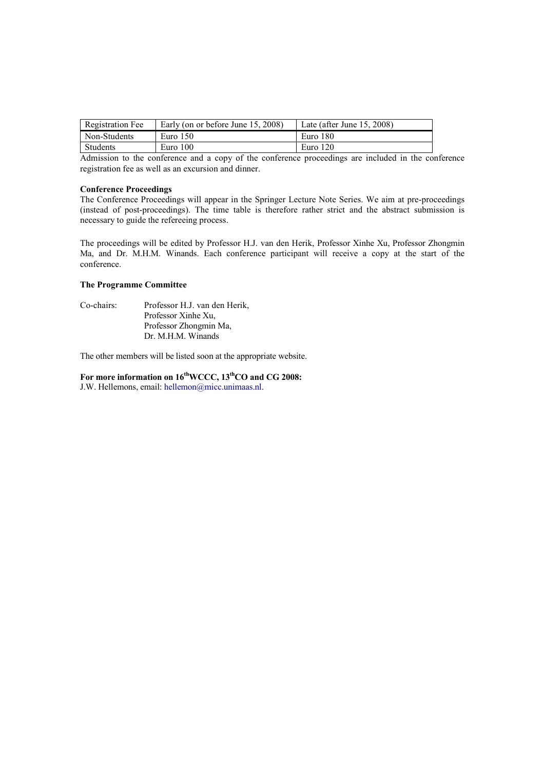| Registration Fee | Early (on or before June 15, 2008) | Late (after June 15, 2008) |
|---|---|---|
| Non-Students | Euro 150 | Euro 180 |
| Students | Euro 100 | Euro 120 |

Admission to the conference and a copy of the conference proceedings are included in the conference registration fee as well as an excursion and dinner.

**Conference Proceedings**

The Conference Proceedings will appear in the Springer Lecture Note Series. We aim at pre-proceedings (instead of post-proceedings). The time table is therefore rather strict and the abstract submission is necessary to guide the refereeing process.

The proceedings will be edited by Professor H.J. van den Herik, Professor Xinhe Xu, Professor Zhongmin Ma, and Dr. M.H.M. Winands. Each conference participant will receive a copy at the start of the conference.

**The Programme Committee**

Co-chairs: Professor H.J. van den Herik,
Professor Xinhe Xu,
Professor Zhongmin Ma,
Dr. M.H.M. Winands

The other members will be listed soon at the appropriate website.

**For more information on 16thWCCC, 13thCO and CG 2008:**

J.W. Hellemons, email: hellemon@micc.unimaas.nl.